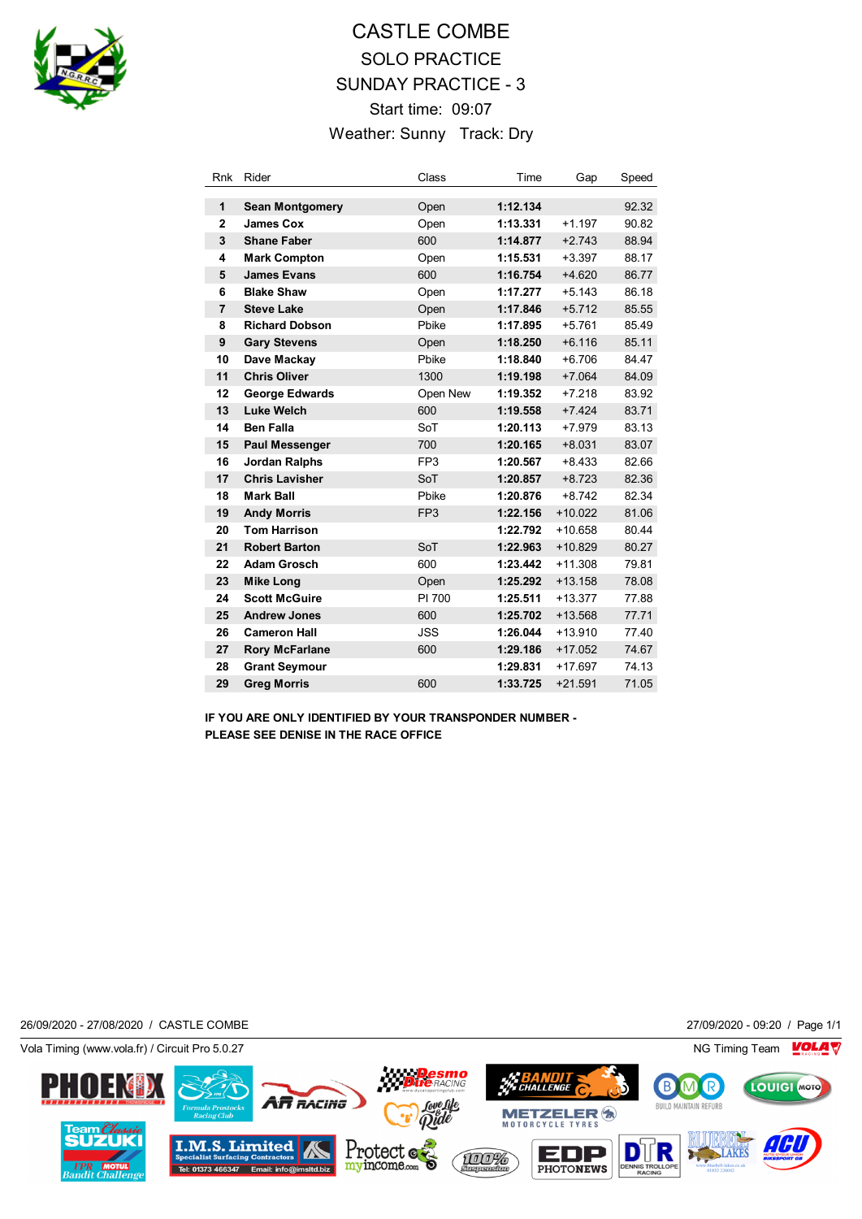# CASTLE COMBE

## SOLO PRACTICE

## SUNDAY PRACTICE - 3

Start time: 09:07

Weather: Sunny Track: Dry

| Rnk | Rider | Class | Time | Gap | Speed |
|---|---|---|---|---|---|
| 1 | **Sean Montgomery** | Open | **1:12.134** | | 92.32 |
| 2 | **James Cox** | Open | **1:13.331** | +1.197 | 90.82 |
| 3 | **Shane Faber** | 600 | **1:14.877** | +2.743 | 88.94 |
| 4 | **Mark Compton** | Open | **1:15.531** | +3.397 | 88.17 |
| 5 | **James Evans** | 600 | **1:16.754** | +4.620 | 86.77 |
| 6 | **Blake Shaw** | Open | **1:17.277** | +5.143 | 86.18 |
| 7 | **Steve Lake** | Open | **1:17.846** | +5.712 | 85.55 |
| 8 | **Richard Dobson** | Pbike | **1:17.895** | +5.761 | 85.49 |
| 9 | **Gary Stevens** | Open | **1:18.250** | +6.116 | 85.11 |
| 10 | **Dave Mackay** | Pbike | **1:18.840** | +6.706 | 84.47 |
| 11 | **Chris Oliver** | 1300 | **1:19.198** | +7.064 | 84.09 |
| 12 | **George Edwards** | Open New | **1:19.352** | +7.218 | 83.92 |
| 13 | **Luke Welch** | 600 | **1:19.558** | +7.424 | 83.71 |
| 14 | **Ben Falla** | SoT | **1:20.113** | +7.979 | 83.13 |
| 15 | **Paul Messenger** | 700 | **1:20.165** | +8.031 | 83.07 |
| 16 | **Jordan Ralphs** | FP3 | **1:20.567** | +8.433 | 82.66 |
| 17 | **Chris Lavisher** | SoT | **1:20.857** | +8.723 | 82.36 |
| 18 | **Mark Ball** | Pbike | **1:20.876** | +8.742 | 82.34 |
| 19 | **Andy Morris** | FP3 | **1:22.156** | +10.022 | 81.06 |
| 20 | **Tom Harrison** | | **1:22.792** | +10.658 | 80.44 |
| 21 | **Robert Barton** | SoT | **1:22.963** | +10.829 | 80.27 |
| 22 | **Adam Grosch** | 600 | **1:23.442** | +11.308 | 79.81 |
| 23 | **Mike Long** | Open | **1:25.292** | +13.158 | 78.08 |
| 24 | **Scott McGuire** | PI 700 | **1:25.511** | +13.377 | 77.88 |
| 25 | **Andrew Jones** | 600 | **1:25.702** | +13.568 | 77.71 |
| 26 | **Cameron Hall** | JSS | **1:26.044** | +13.910 | 77.40 |
| 27 | **Rory McFarlane** | 600 | **1:29.186** | +17.052 | 74.67 |
| 28 | **Grant Seymour** | | **1:29.831** | +17.697 | 74.13 |
| 29 | **Greg Morris** | 600 | **1:33.725** | +21.591 | 71.05 |

**IF YOU ARE ONLY IDENTIFIED BY YOUR TRANSPONDER NUMBER - PLEASE SEE DENISE IN THE RACE OFFICE**

26/09/2020 - 27/08/2020 / CASTLE COMBE

27/09/2020 - 09:20

Vola Timing (www.vola.fr) / Circuit Pro 5.0.27

NG Timing Team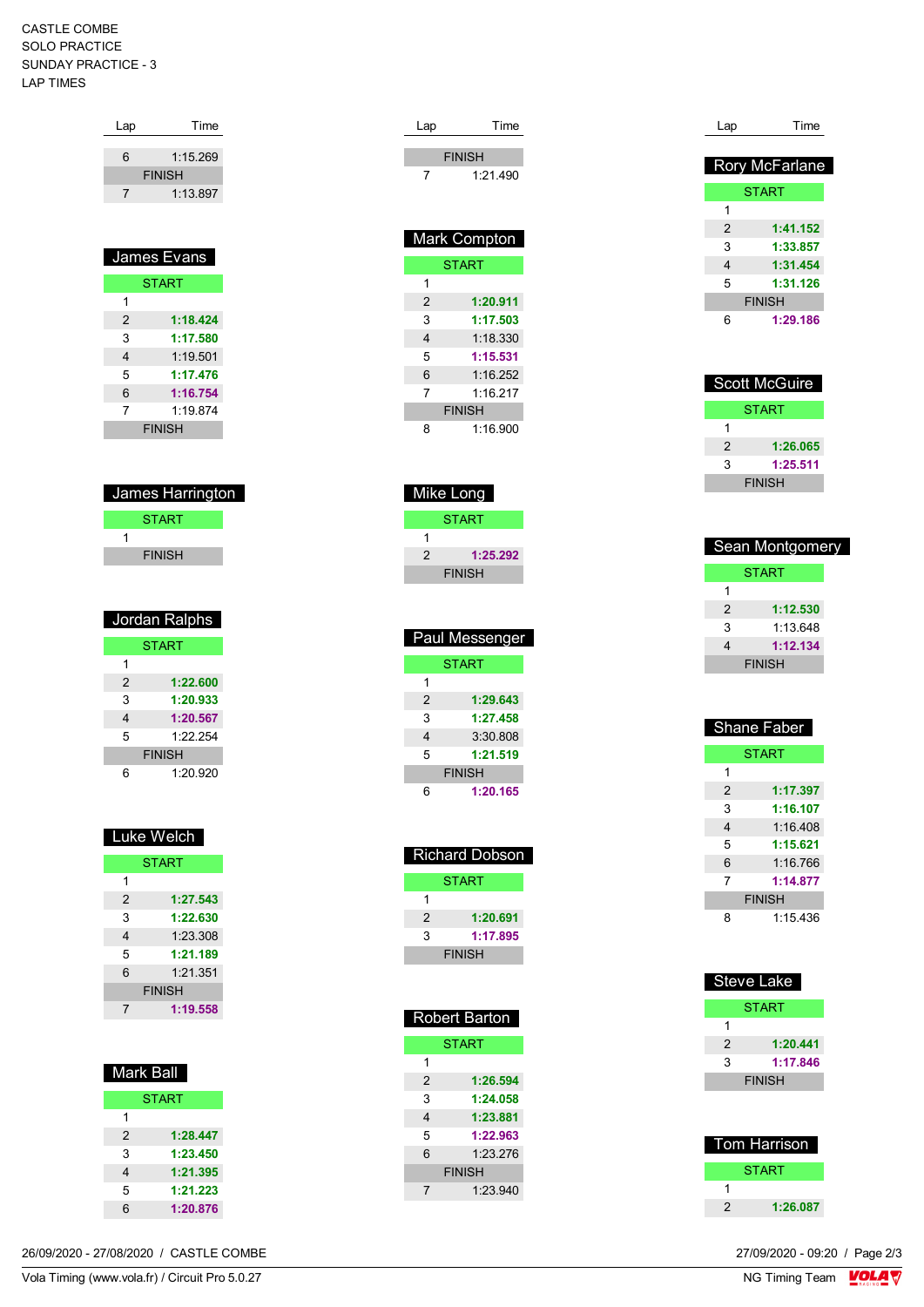CASTLE COMBE
SOLO PRACTICE
SUNDAY PRACTICE - 3
LAP TIMES

| Lap | Time |
|---|---|
| 6 | 1:15.269 |
| FINISH | |
| 7 | 1:13.897 |

## James Evans

| Lap | Time |
|---|---|
| START | |
| 1 | |
| 2 | **1:18.424** |
| 3 | **1:17.580** |
| 4 | 1:19.501 |
| 5 | **1:17.476** |
| 6 | **1:16.754** |
| 7 | 1:19.874 |
| FINISH | |

## James Harrington

| Lap | Time |
|---|---|
| START | |
| 1 | |
| FINISH | |

## Jordan Ralphs

| Lap | Time |
|---|---|
| START | |
| 1 | |
| 2 | **1:22.600** |
| 3 | **1:20.933** |
| 4 | **1:20.567** |
| 5 | 1:22.254 |
| FINISH | |
| 6 | 1:20.920 |

## Luke Welch

| Lap | Time |
|---|---|
| START | |
| 1 | |
| 2 | **1:27.543** |
| 3 | **1:22.630** |
| 4 | 1:23.308 |
| 5 | **1:21.189** |
| 6 | 1:21.351 |
| FINISH | |
| 7 | **1:19.558** |

## Mark Ball

| Lap | Time |
|---|---|
| START | |
| 1 | |
| 2 | **1:28.447** |
| 3 | **1:23.450** |
| 4 | **1:21.395** |
| 5 | **1:21.223** |
| 6 | **1:20.876** |

| Lap | Time |
|---|---|
| FINISH | |
| 7 | 1:21.490 |

## Mark Compton

| Lap | Time |
|---|---|
| START | |
| 1 | |
| 2 | **1:20.911** |
| 3 | **1:17.503** |
| 4 | 1:18.330 |
| 5 | **1:15.531** |
| 6 | 1:16.252 |
| 7 | 1:16.217 |
| FINISH | |
| 8 | 1:16.900 |

## Mike Long

| Lap | Time |
|---|---|
| START | |
| 1 | |
| 2 | **1:25.292** |
| FINISH | |

## Paul Messenger

| Lap | Time |
|---|---|
| START | |
| 1 | |
| 2 | **1:29.643** |
| 3 | **1:27.458** |
| 4 | 3:30.808 |
| 5 | **1:21.519** |
| FINISH | |
| 6 | **1:20.165** |

## Richard Dobson

| Lap | Time |
|---|---|
| START | |
| 1 | |
| 2 | **1:20.691** |
| 3 | **1:17.895** |
| FINISH | |

## Robert Barton

| Lap | Time |
|---|---|
| START | |
| 1 | |
| 2 | **1:26.594** |
| 3 | **1:24.058** |
| 4 | **1:23.881** |
| 5 | **1:22.963** |
| 6 | 1:23.276 |
| FINISH | |
| 7 | 1:23.940 |

## Rory McFarlane

| Lap | Time |
|---|---|
| START | |
| 1 | |
| 2 | **1:41.152** |
| 3 | **1:33.857** |
| 4 | **1:31.454** |
| 5 | **1:31.126** |
| FINISH | |
| 6 | **1:29.186** |

## Scott McGuire

| Lap | Time |
|---|---|
| START | |
| 1 | |
| 2 | **1:26.065** |
| 3 | **1:25.511** |
| FINISH | |

## Sean Montgomery

| Lap | Time |
|---|---|
| START | |
| 1 | |
| 2 | **1:12.530** |
| 3 | 1:13.648 |
| 4 | **1:12.134** |
| FINISH | |

## Shane Faber

| Lap | Time |
|---|---|
| START | |
| 1 | |
| 2 | **1:17.397** |
| 3 | **1:16.107** |
| 4 | 1:16.408 |
| 5 | **1:15.621** |
| 6 | 1:16.766 |
| 7 | **1:14.877** |
| FINISH | |
| 8 | 1:15.436 |

## Steve Lake

| Lap | Time |
|---|---|
| START | |
| 1 | |
| 2 | **1:20.441** |
| 3 | **1:17.846** |
| FINISH | |

## Tom Harrison

| Lap | Time |
|---|---|
| START | |
| 1 | |
| 2 | **1:26.087** |

26/09/2020 - 27/08/2020 / CASTLE COMBE
27/09/2020 - 09:20
Vola Timing (www.vola.fr) / Circuit Pro 5.0.27
NG Timing Team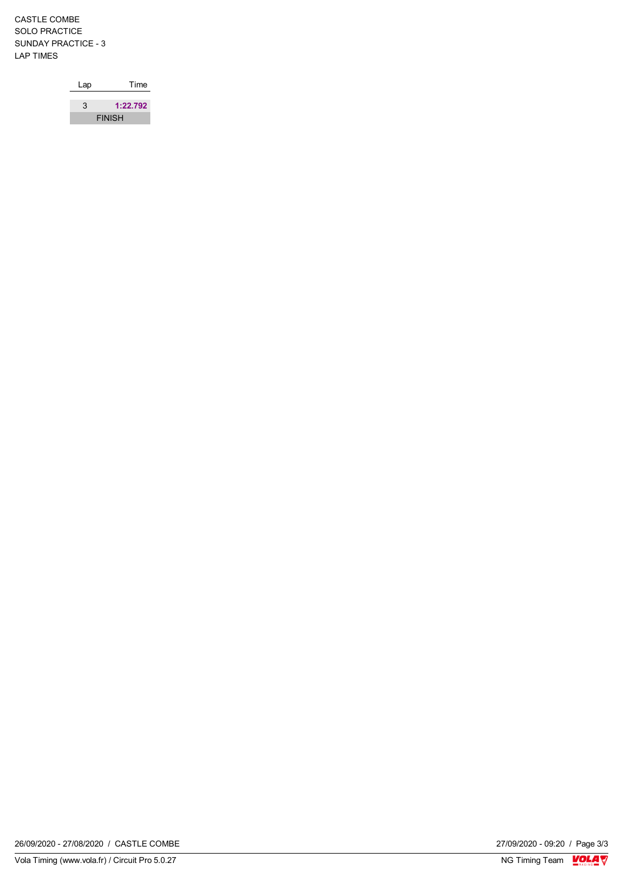CASTLE COMBE
SOLO PRACTICE
SUNDAY PRACTICE - 3
LAP TIMES

| Lap | Time |
| --- | --- |
| 3 | **1:22.792** |
| FINISH | |